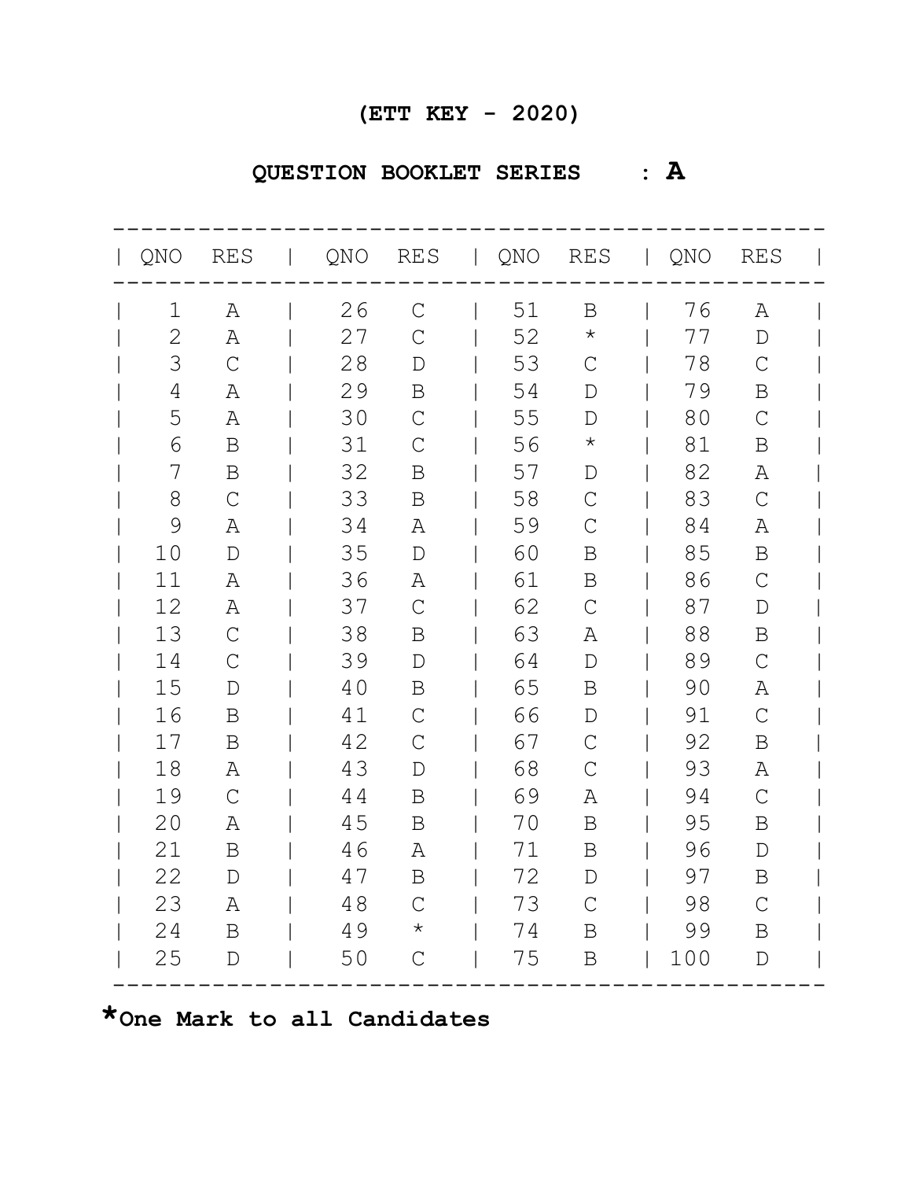**(ETT KEY - 2020)**

**QUESTION BOOKLET SERIES : A**

| QNO | RES | QNO | RES | QNO | RES | QNO | RES |
|---|---|---|---|---|---|---|---|
| 1 | A | 26 | C | 51 | B | 76 | A |
| 2 | A | 27 | C | 52 | * | 77 | D |
| 3 | C | 28 | D | 53 | C | 78 | C |
| 4 | A | 29 | B | 54 | D | 79 | B |
| 5 | A | 30 | C | 55 | D | 80 | C |
| 6 | B | 31 | C | 56 | * | 81 | B |
| 7 | B | 32 | B | 57 | D | 82 | A |
| 8 | C | 33 | B | 58 | C | 83 | C |
| 9 | A | 34 | A | 59 | C | 84 | A |
| 10 | D | 35 | D | 60 | B | 85 | B |
| 11 | A | 36 | A | 61 | B | 86 | C |
| 12 | A | 37 | C | 62 | C | 87 | D |
| 13 | C | 38 | B | 63 | A | 88 | B |
| 14 | C | 39 | D | 64 | D | 89 | C |
| 15 | D | 40 | B | 65 | B | 90 | A |
| 16 | B | 41 | C | 66 | D | 91 | C |
| 17 | B | 42 | C | 67 | C | 92 | B |
| 18 | A | 43 | D | 68 | C | 93 | A |
| 19 | C | 44 | B | 69 | A | 94 | C |
| 20 | A | 45 | B | 70 | B | 95 | B |
| 21 | B | 46 | A | 71 | B | 96 | D |
| 22 | D | 47 | B | 72 | D | 97 | B |
| 23 | A | 48 | C | 73 | C | 98 | C |
| 24 | B | 49 | * | 74 | B | 99 | B |
| 25 | D | 50 | C | 75 | B | 100 | D |

**\*One Mark to all Candidates**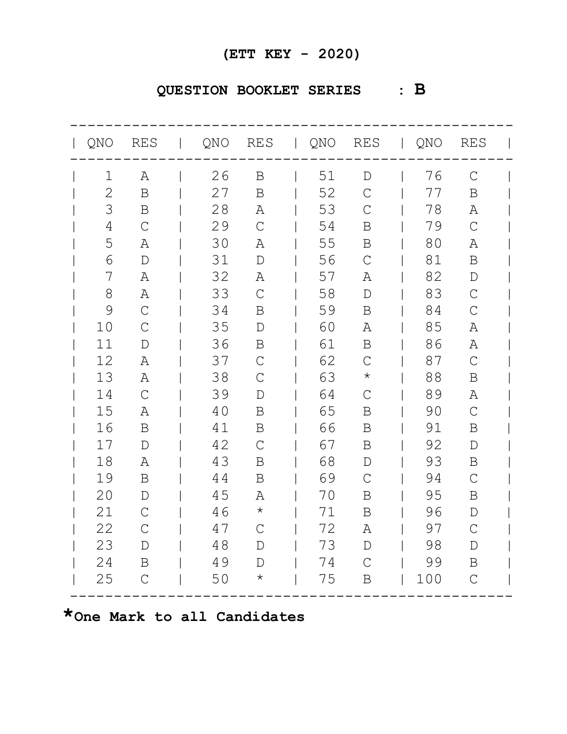**(ETT KEY - 2020)**

**QUESTION BOOKLET SERIES : B**

| QNO | RES | QNO | RES | QNO | RES | QNO | RES |
|---|---|---|---|---|---|---|---|
| 1 | A | 26 | B | 51 | D | 76 | C |
| 2 | B | 27 | B | 52 | C | 77 | B |
| 3 | B | 28 | A | 53 | C | 78 | A |
| 4 | C | 29 | C | 54 | B | 79 | C |
| 5 | A | 30 | A | 55 | B | 80 | A |
| 6 | D | 31 | D | 56 | C | 81 | B |
| 7 | A | 32 | A | 57 | A | 82 | D |
| 8 | A | 33 | C | 58 | D | 83 | C |
| 9 | C | 34 | B | 59 | B | 84 | C |
| 10 | C | 35 | D | 60 | A | 85 | A |
| 11 | D | 36 | B | 61 | B | 86 | A |
| 12 | A | 37 | C | 62 | C | 87 | C |
| 13 | A | 38 | C | 63 | * | 88 | B |
| 14 | C | 39 | D | 64 | C | 89 | A |
| 15 | A | 40 | B | 65 | B | 90 | C |
| 16 | B | 41 | B | 66 | B | 91 | B |
| 17 | D | 42 | C | 67 | B | 92 | D |
| 18 | A | 43 | B | 68 | D | 93 | B |
| 19 | B | 44 | B | 69 | C | 94 | C |
| 20 | D | 45 | A | 70 | B | 95 | B |
| 21 | C | 46 | * | 71 | B | 96 | D |
| 22 | C | 47 | C | 72 | A | 97 | C |
| 23 | D | 48 | D | 73 | D | 98 | D |
| 24 | B | 49 | D | 74 | C | 99 | B |
| 25 | C | 50 | * | 75 | B | 100 | C |

***One Mark to all Candidates**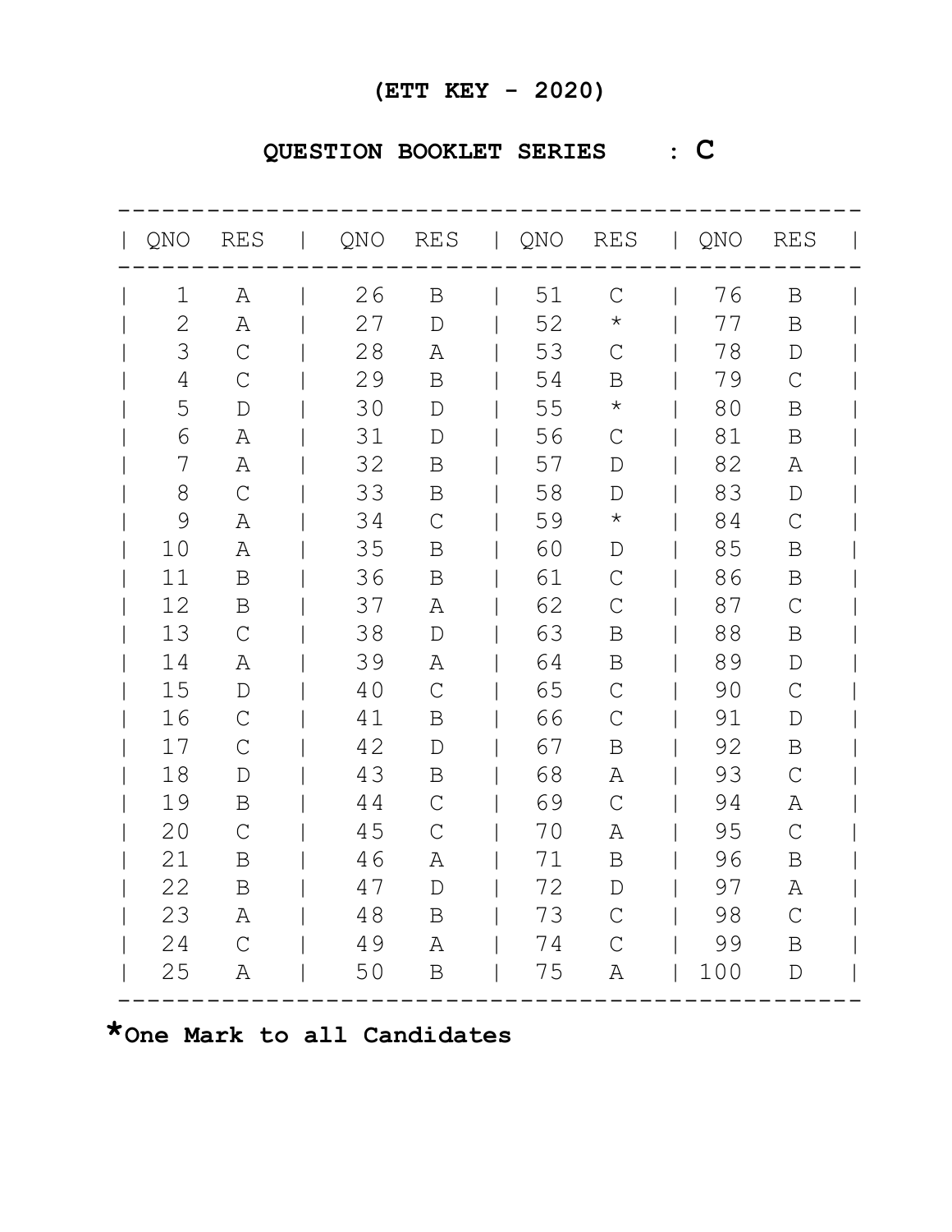**(ETT KEY - 2020)**

**QUESTION BOOKLET SERIES : C**

| QNO | RES | QNO | RES | QNO | RES | QNO | RES |
|---|---|---|---|---|---|---|---|
| 1 | A | 26 | B | 51 | C | 76 | B |
| 2 | A | 27 | D | 52 | * | 77 | B |
| 3 | C | 28 | A | 53 | C | 78 | D |
| 4 | C | 29 | B | 54 | B | 79 | C |
| 5 | D | 30 | D | 55 | * | 80 | B |
| 6 | A | 31 | D | 56 | C | 81 | B |
| 7 | A | 32 | B | 57 | D | 82 | A |
| 8 | C | 33 | B | 58 | D | 83 | D |
| 9 | A | 34 | C | 59 | * | 84 | C |
| 10 | A | 35 | B | 60 | D | 85 | B |
| 11 | B | 36 | B | 61 | C | 86 | B |
| 12 | B | 37 | A | 62 | C | 87 | C |
| 13 | C | 38 | D | 63 | B | 88 | B |
| 14 | A | 39 | A | 64 | B | 89 | D |
| 15 | D | 40 | C | 65 | C | 90 | C |
| 16 | C | 41 | B | 66 | C | 91 | D |
| 17 | C | 42 | D | 67 | B | 92 | B |
| 18 | D | 43 | B | 68 | A | 93 | C |
| 19 | B | 44 | C | 69 | C | 94 | A |
| 20 | C | 45 | C | 70 | A | 95 | C |
| 21 | B | 46 | A | 71 | B | 96 | B |
| 22 | B | 47 | D | 72 | D | 97 | A |
| 23 | A | 48 | B | 73 | C | 98 | C |
| 24 | C | 49 | A | 74 | C | 99 | B |
| 25 | A | 50 | B | 75 | A | 100 | D |

***One Mark to all Candidates**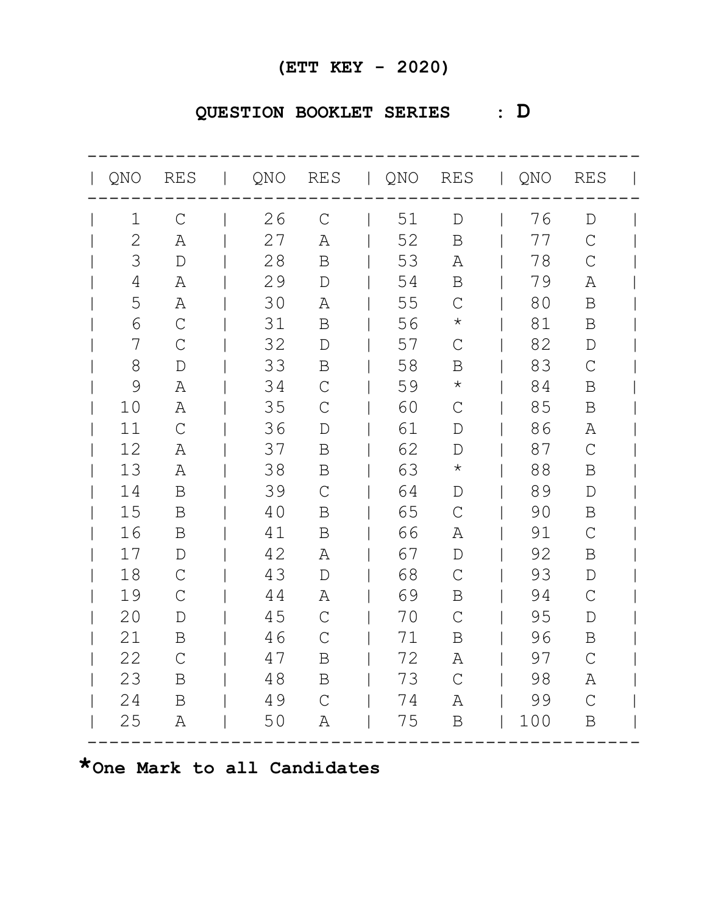**(ETT KEY - 2020)**

**QUESTION BOOKLET SERIES : D**

| QNO | RES | QNO | RES | QNO | RES | QNO | RES |
|---|---|---|---|---|---|---|---|
| 1 | C | 26 | C | 51 | D | 76 | D |
| 2 | A | 27 | A | 52 | B | 77 | C |
| 3 | D | 28 | B | 53 | A | 78 | C |
| 4 | A | 29 | D | 54 | B | 79 | A |
| 5 | A | 30 | A | 55 | C | 80 | B |
| 6 | C | 31 | B | 56 | * | 81 | B |
| 7 | C | 32 | D | 57 | C | 82 | D |
| 8 | D | 33 | B | 58 | B | 83 | C |
| 9 | A | 34 | C | 59 | * | 84 | B |
| 10 | A | 35 | C | 60 | C | 85 | B |
| 11 | C | 36 | D | 61 | D | 86 | A |
| 12 | A | 37 | B | 62 | D | 87 | C |
| 13 | A | 38 | B | 63 | * | 88 | B |
| 14 | B | 39 | C | 64 | D | 89 | D |
| 15 | B | 40 | B | 65 | C | 90 | B |
| 16 | B | 41 | B | 66 | A | 91 | C |
| 17 | D | 42 | A | 67 | D | 92 | B |
| 18 | C | 43 | D | 68 | C | 93 | D |
| 19 | C | 44 | A | 69 | B | 94 | C |
| 20 | D | 45 | C | 70 | C | 95 | D |
| 21 | B | 46 | C | 71 | B | 96 | B |
| 22 | C | 47 | B | 72 | A | 97 | C |
| 23 | B | 48 | B | 73 | C | 98 | A |
| 24 | B | 49 | C | 74 | A | 99 | C |
| 25 | A | 50 | A | 75 | B | 100 | B |

***One Mark to all Candidates**